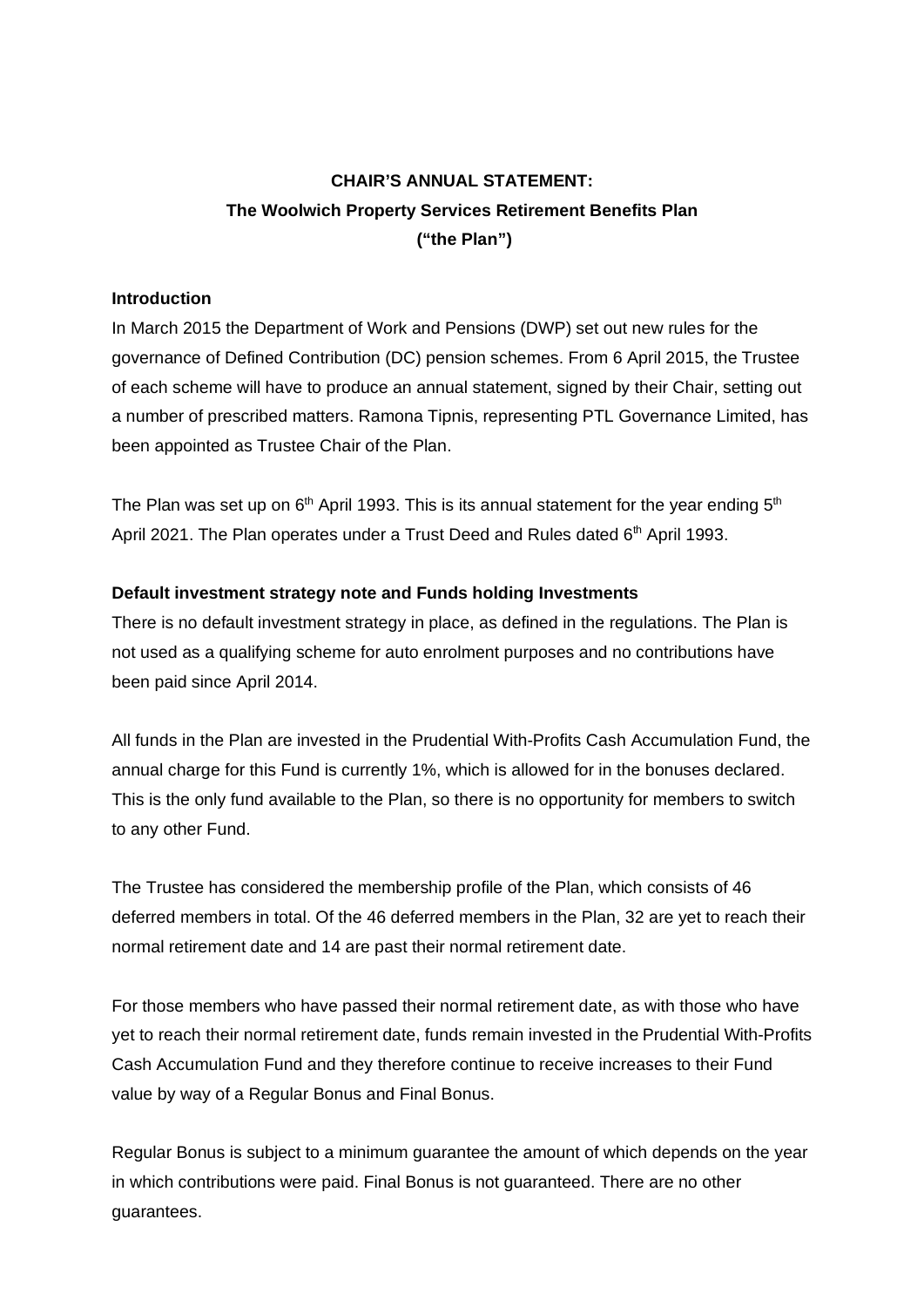**CHAIR'S ANNUAL STATEMENT:**
**The Woolwich Property Services Retirement Benefits Plan**
**("the Plan")**

**Introduction**

In March 2015 the Department of Work and Pensions (DWP) set out new rules for the governance of Defined Contribution (DC) pension schemes. From 6 April 2015, the Trustee of each scheme will have to produce an annual statement, signed by their Chair, setting out a number of prescribed matters. Ramona Tipnis, representing PTL Governance Limited, has been appointed as Trustee Chair of the Plan.

The Plan was set up on 6th April 1993. This is its annual statement for the year ending 5th April 2021. The Plan operates under a Trust Deed and Rules dated 6th April 1993.

**Default investment strategy note and Funds holding Investments**

There is no default investment strategy in place, as defined in the regulations. The Plan is not used as a qualifying scheme for auto enrolment purposes and no contributions have been paid since April 2014.

All funds in the Plan are invested in the Prudential With-Profits Cash Accumulation Fund, the annual charge for this Fund is currently 1%, which is allowed for in the bonuses declared. This is the only fund available to the Plan, so there is no opportunity for members to switch to any other Fund.

The Trustee has considered the membership profile of the Plan, which consists of 46 deferred members in total. Of the 46 deferred members in the Plan, 32 are yet to reach their normal retirement date and 14 are past their normal retirement date.

For those members who have passed their normal retirement date, as with those who have yet to reach their normal retirement date, funds remain invested in the Prudential With-Profits Cash Accumulation Fund and they therefore continue to receive increases to their Fund value by way of a Regular Bonus and Final Bonus.

Regular Bonus is subject to a minimum guarantee the amount of which depends on the year in which contributions were paid. Final Bonus is not guaranteed. There are no other guarantees.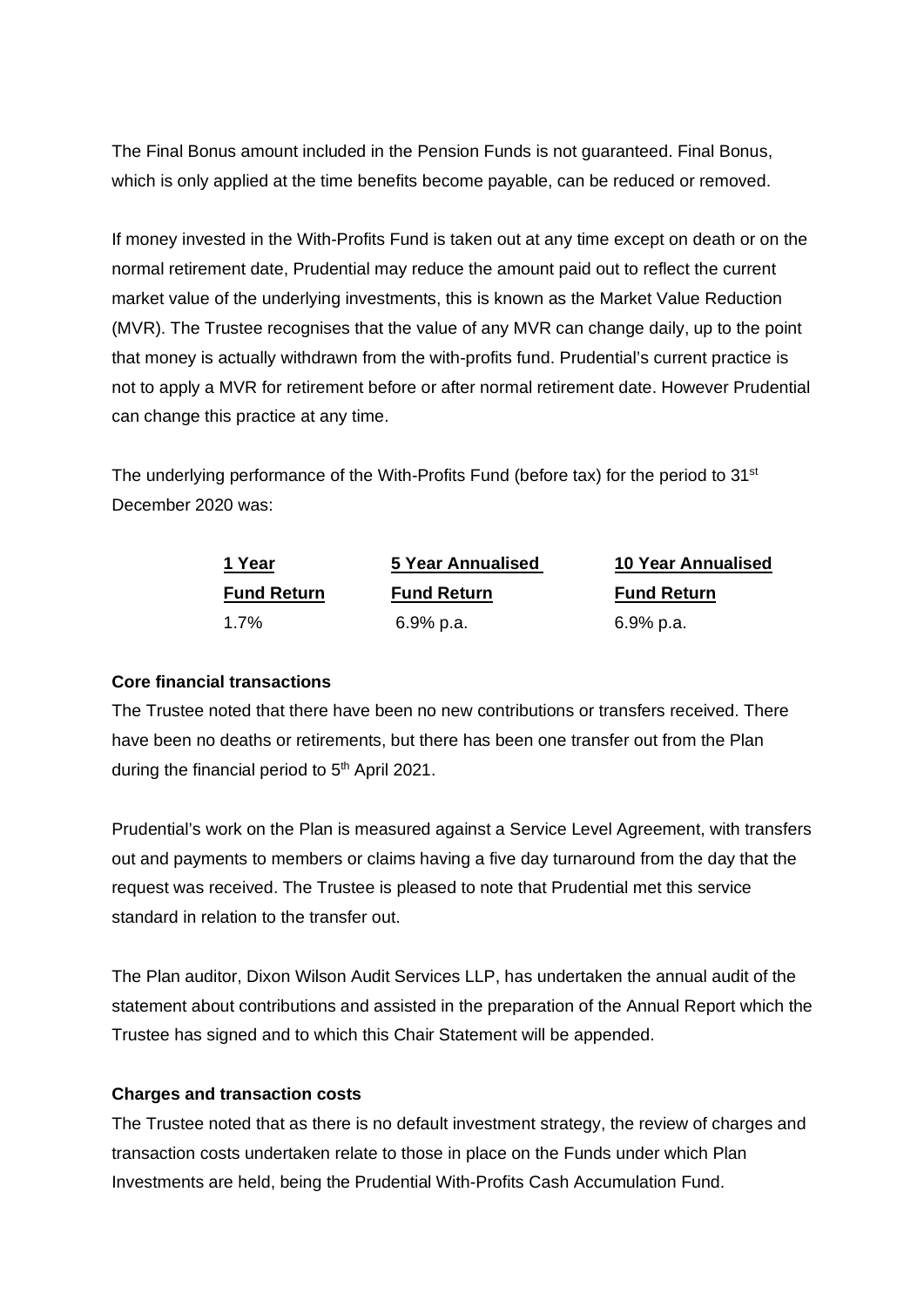The Final Bonus amount included in the Pension Funds is not guaranteed. Final Bonus, which is only applied at the time benefits become payable, can be reduced or removed.

If money invested in the With-Profits Fund is taken out at any time except on death or on the normal retirement date, Prudential may reduce the amount paid out to reflect the current market value of the underlying investments, this is known as the Market Value Reduction (MVR). The Trustee recognises that the value of any MVR can change daily, up to the point that money is actually withdrawn from the with-profits fund. Prudential's current practice is not to apply a MVR for retirement before or after normal retirement date. However Prudential can change this practice at any time.

The underlying performance of the With-Profits Fund (before tax) for the period to 31st December 2020 was:

| 1 Year Fund Return | 5 Year Annualised Fund Return | 10 Year Annualised Fund Return |
|---|---|---|
| 1.7% | 6.9% p.a. | 6.9% p.a. |

**Core financial transactions**

The Trustee noted that there have been no new contributions or transfers received. There have been no deaths or retirements, but there has been one transfer out from the Plan during the financial period to 5th April 2021.

Prudential's work on the Plan is measured against a Service Level Agreement, with transfers out and payments to members or claims having a five day turnaround from the day that the request was received. The Trustee is pleased to note that Prudential met this service standard in relation to the transfer out.

The Plan auditor, Dixon Wilson Audit Services LLP, has undertaken the annual audit of the statement about contributions and assisted in the preparation of the Annual Report which the Trustee has signed and to which this Chair Statement will be appended.

**Charges and transaction costs**

The Trustee noted that as there is no default investment strategy, the review of charges and transaction costs undertaken relate to those in place on the Funds under which Plan Investments are held, being the Prudential With-Profits Cash Accumulation Fund.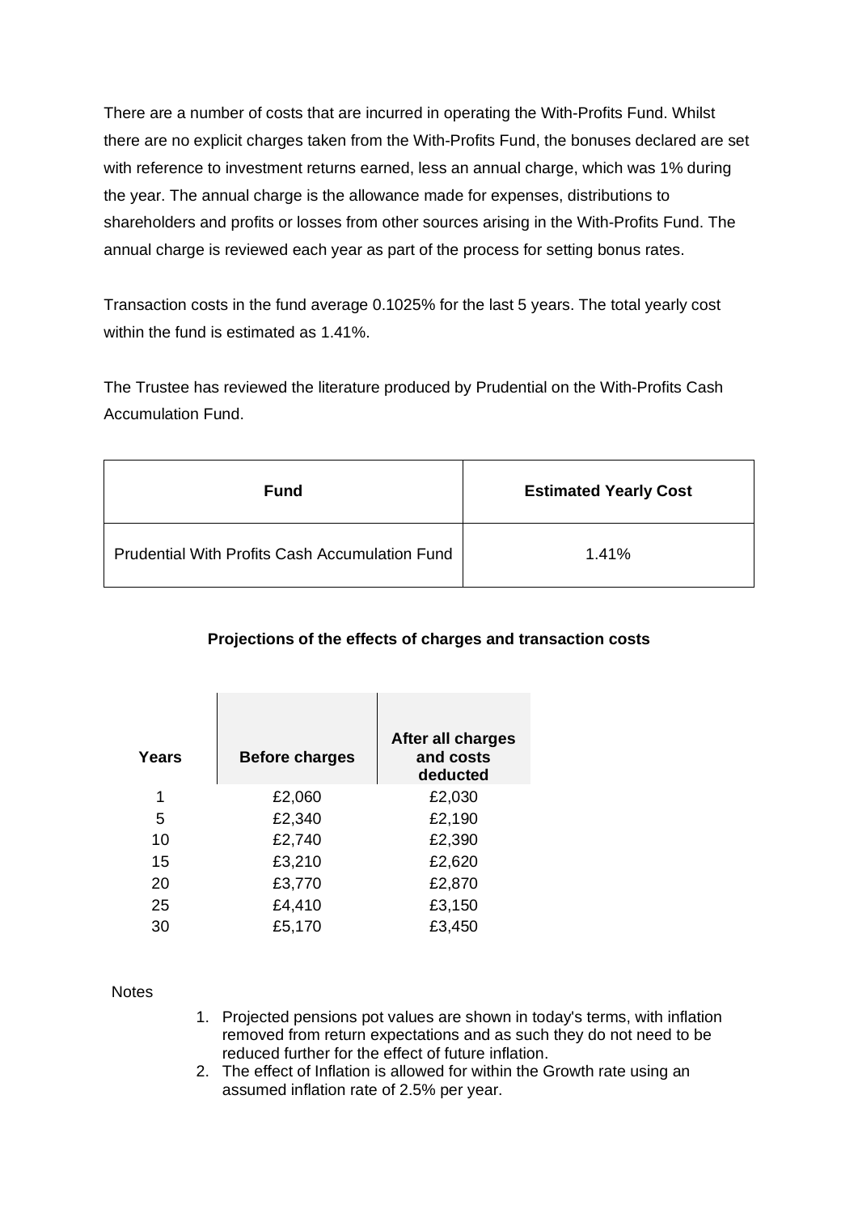There are a number of costs that are incurred in operating the With-Profits Fund. Whilst there are no explicit charges taken from the With-Profits Fund, the bonuses declared are set with reference to investment returns earned, less an annual charge, which was 1% during the year. The annual charge is the allowance made for expenses, distributions to shareholders and profits or losses from other sources arising in the With-Profits Fund. The annual charge is reviewed each year as part of the process for setting bonus rates.

Transaction costs in the fund average 0.1025% for the last 5 years. The total yearly cost within the fund is estimated as 1.41%.

The Trustee has reviewed the literature produced by Prudential on the With-Profits Cash Accumulation Fund.

| Fund | Estimated Yearly Cost |
|---|---|
| Prudential With Profits Cash Accumulation Fund | 1.41% |

**Projections of the effects of charges and transaction costs**

| Years | Before charges | After all charges and costs deducted |
|---|---|---|
| 1 | £2,060 | £2,030 |
| 5 | £2,340 | £2,190 |
| 10 | £2,740 | £2,390 |
| 15 | £3,210 | £2,620 |
| 20 | £3,770 | £2,870 |
| 25 | £4,410 | £3,150 |
| 30 | £5,170 | £3,450 |

Notes

1. Projected pensions pot values are shown in today's terms, with inflation removed from return expectations and as such they do not need to be reduced further for the effect of future inflation.
2. The effect of Inflation is allowed for within the Growth rate using an assumed inflation rate of 2.5% per year.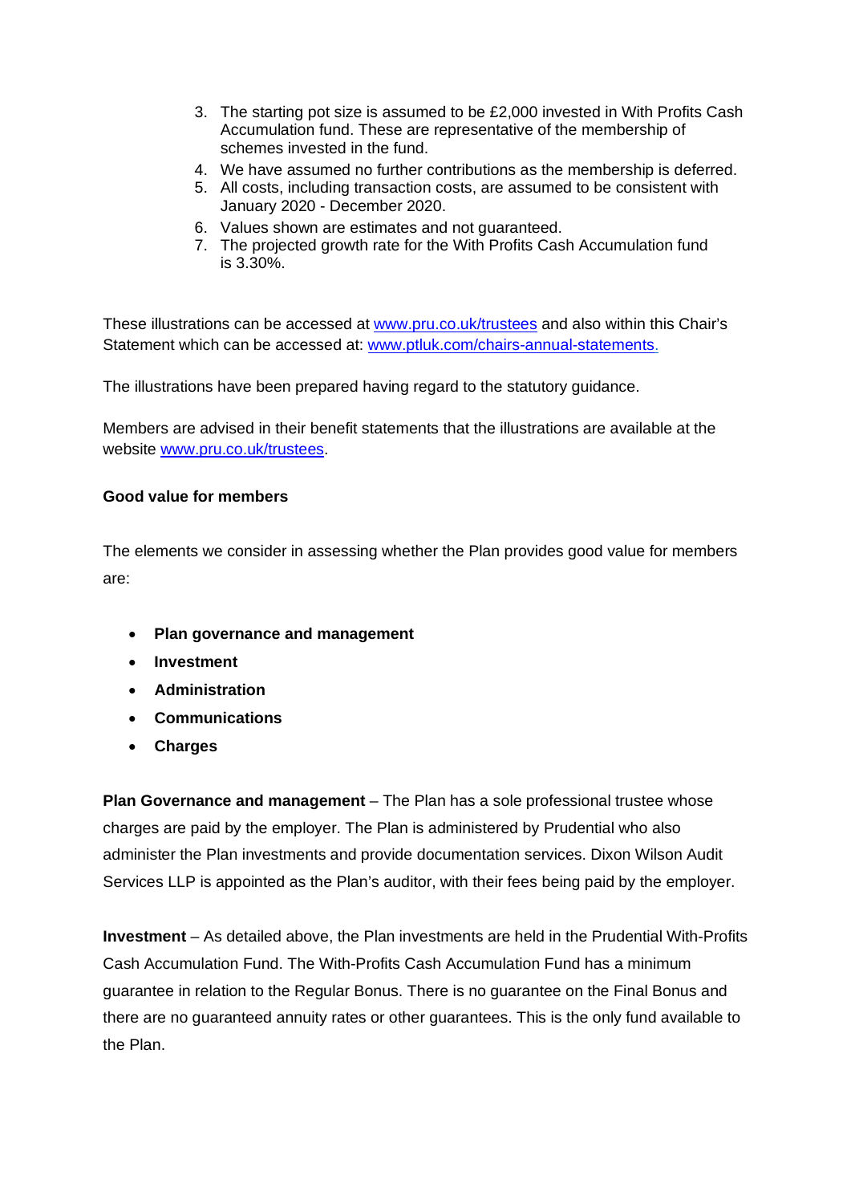3. The starting pot size is assumed to be £2,000 invested in With Profits Cash Accumulation fund. These are representative of the membership of schemes invested in the fund.
4. We have assumed no further contributions as the membership is deferred.
5. All costs, including transaction costs, are assumed to be consistent with January 2020 - December 2020.
6. Values shown are estimates and not guaranteed.
7. The projected growth rate for the With Profits Cash Accumulation fund is 3.30%.

These illustrations can be accessed at www.pru.co.uk/trustees and also within this Chair's Statement which can be accessed at: www.ptluk.com/chairs-annual-statements.

The illustrations have been prepared having regard to the statutory guidance.

Members are advised in their benefit statements that the illustrations are available at the website www.pru.co.uk/trustees.

**Good value for members**

The elements we consider in assessing whether the Plan provides good value for members are:

- **Plan governance and management**
- **Investment**
- **Administration**
- **Communications**
- **Charges**

**Plan Governance and management** – The Plan has a sole professional trustee whose charges are paid by the employer. The Plan is administered by Prudential who also administer the Plan investments and provide documentation services. Dixon Wilson Audit Services LLP is appointed as the Plan's auditor, with their fees being paid by the employer.

**Investment** – As detailed above, the Plan investments are held in the Prudential With-Profits Cash Accumulation Fund. The With-Profits Cash Accumulation Fund has a minimum guarantee in relation to the Regular Bonus. There is no guarantee on the Final Bonus and there are no guaranteed annuity rates or other guarantees. This is the only fund available to the Plan.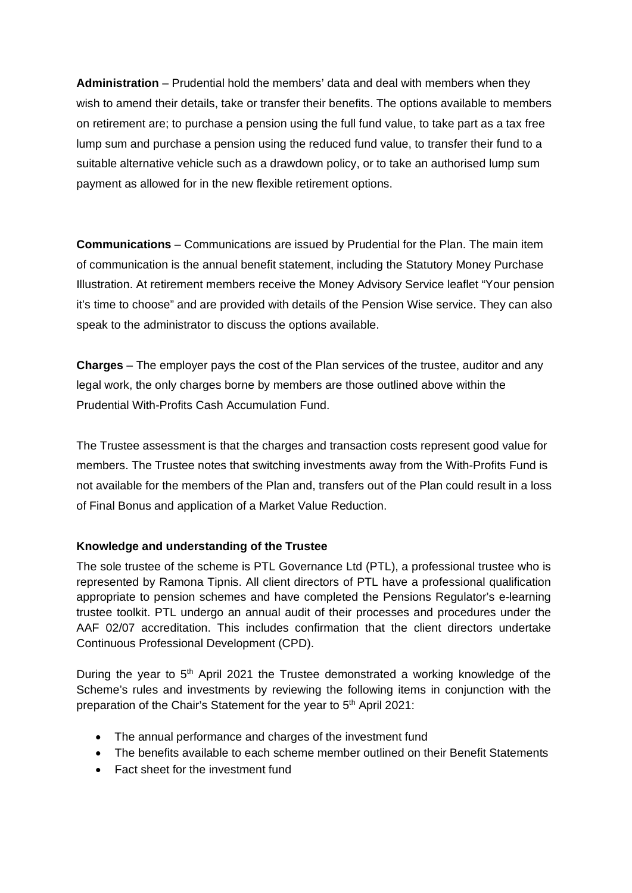**Administration** – Prudential hold the members' data and deal with members when they wish to amend their details, take or transfer their benefits. The options available to members on retirement are; to purchase a pension using the full fund value, to take part as a tax free lump sum and purchase a pension using the reduced fund value, to transfer their fund to a suitable alternative vehicle such as a drawdown policy, or to take an authorised lump sum payment as allowed for in the new flexible retirement options.

**Communications** – Communications are issued by Prudential for the Plan. The main item of communication is the annual benefit statement, including the Statutory Money Purchase Illustration. At retirement members receive the Money Advisory Service leaflet "Your pension it's time to choose" and are provided with details of the Pension Wise service. They can also speak to the administrator to discuss the options available.

**Charges** – The employer pays the cost of the Plan services of the trustee, auditor and any legal work, the only charges borne by members are those outlined above within the Prudential With-Profits Cash Accumulation Fund.

The Trustee assessment is that the charges and transaction costs represent good value for members. The Trustee notes that switching investments away from the With-Profits Fund is not available for the members of the Plan and, transfers out of the Plan could result in a loss of Final Bonus and application of a Market Value Reduction.

### Knowledge and understanding of the Trustee

The sole trustee of the scheme is PTL Governance Ltd (PTL), a professional trustee who is represented by Ramona Tipnis. All client directors of PTL have a professional qualification appropriate to pension schemes and have completed the Pensions Regulator's e-learning trustee toolkit. PTL undergo an annual audit of their processes and procedures under the AAF 02/07 accreditation. This includes confirmation that the client directors undertake Continuous Professional Development (CPD).

During the year to 5th April 2021 the Trustee demonstrated a working knowledge of the Scheme's rules and investments by reviewing the following items in conjunction with the preparation of the Chair's Statement for the year to 5th April 2021:

- The annual performance and charges of the investment fund
- The benefits available to each scheme member outlined on their Benefit Statements
- Fact sheet for the investment fund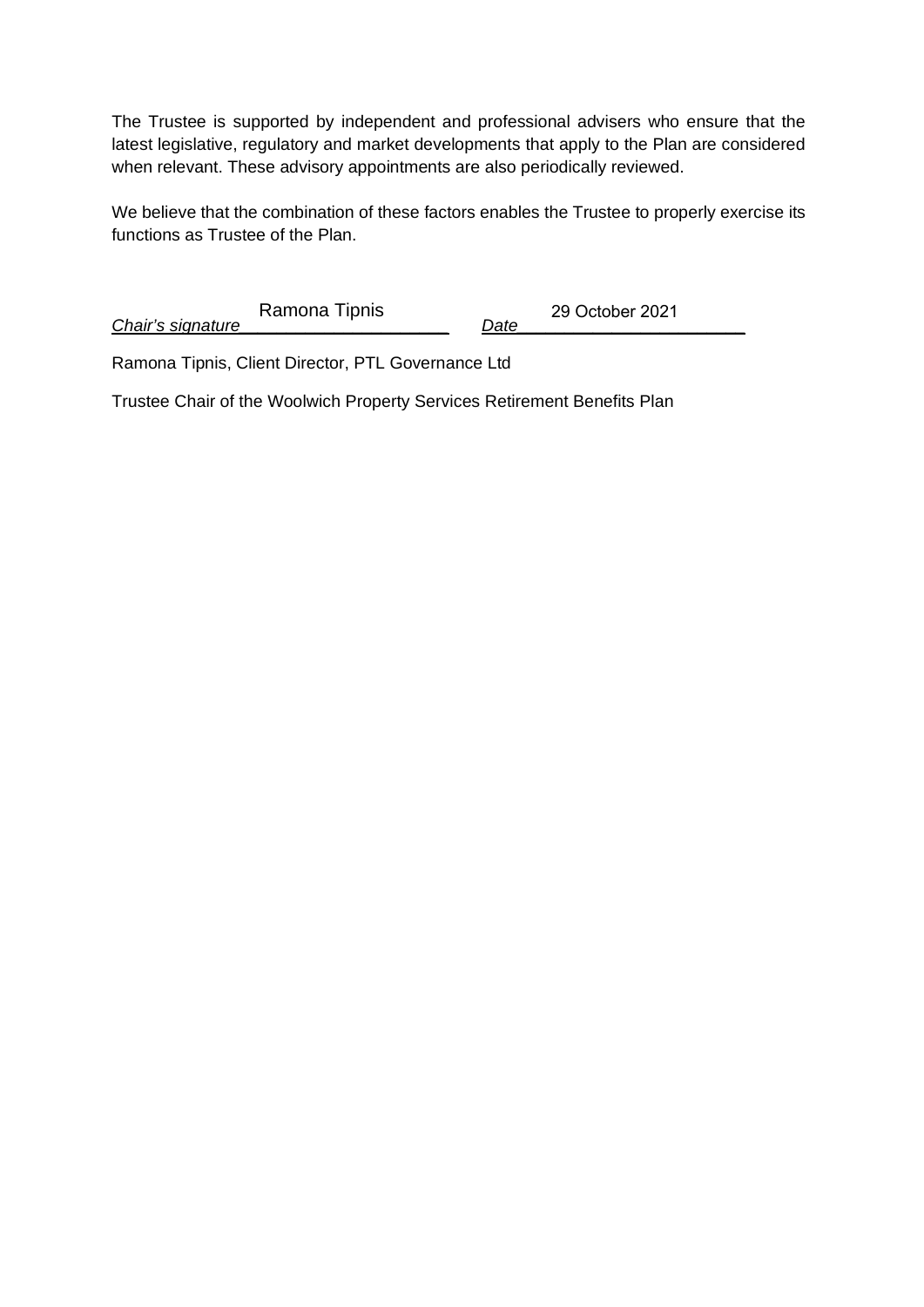The Trustee is supported by independent and professional advisers who ensure that the latest legislative, regulatory and market developments that apply to the Plan are considered when relevant. These advisory appointments are also periodically reviewed.

We believe that the combination of these factors enables the Trustee to properly exercise its functions as Trustee of the Plan.

*Chair's signature* Ramona Tipnis *Date* 29 October 2021

Ramona Tipnis, Client Director, PTL Governance Ltd

Trustee Chair of the Woolwich Property Services Retirement Benefits Plan